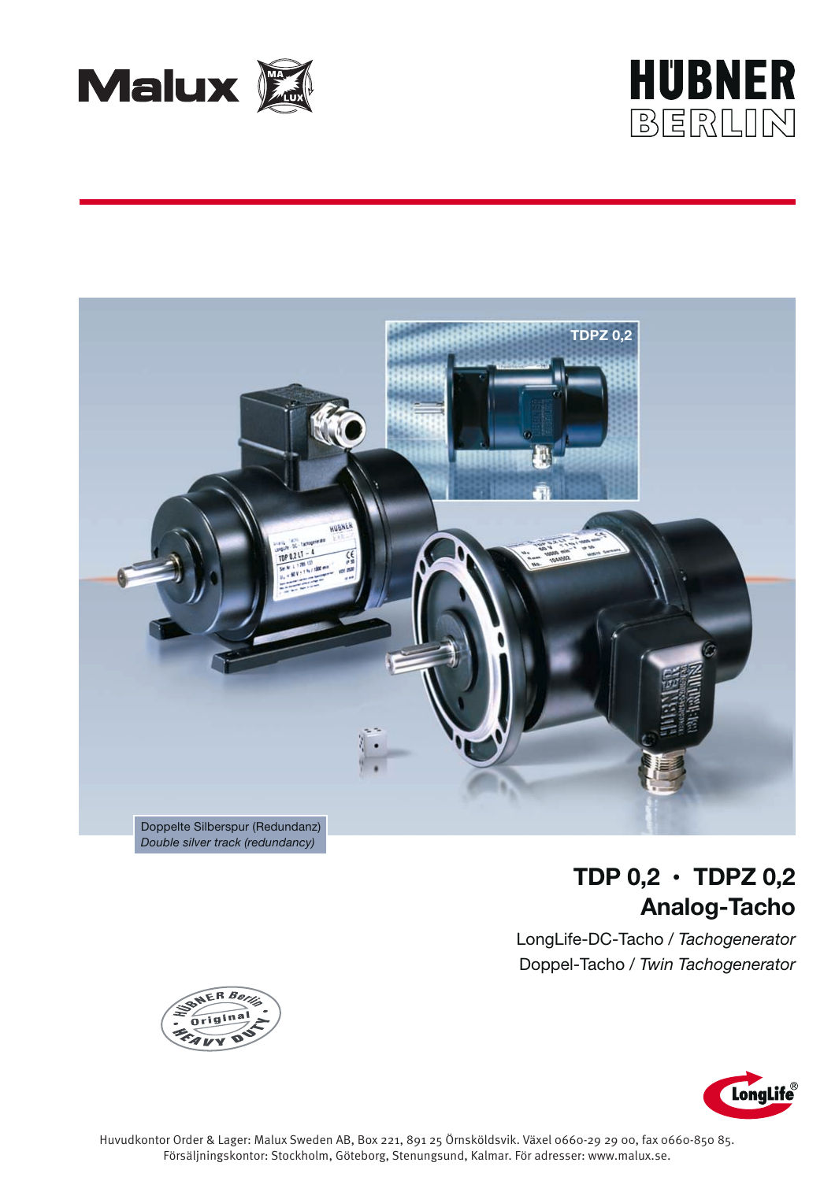Malux

HÜBNER BERLIN

TDPZ 0,2

Doppelte Silberspur (Redundanz)
*Double silver track (redundancy)*

# TDP 0,2 • TDPZ 0,2
# Analog-Tacho

LongLife-DC-Tacho / *Tachogenerator*

Doppel-Tacho / *Twin Tachogenerator*

HÜBNER Berlin Original HEAVY DUTY

LongLife®

Huvudkontor Order & Lager: Malux Sweden AB, Box 221, 891 25 Örnsköldsvik. Växel 0660-29 29 00, fax 0660-850 85.
Försäljningskontor: Stockholm, Göteborg, Stenungsund, Kalmar. För adresser: www.malux.se.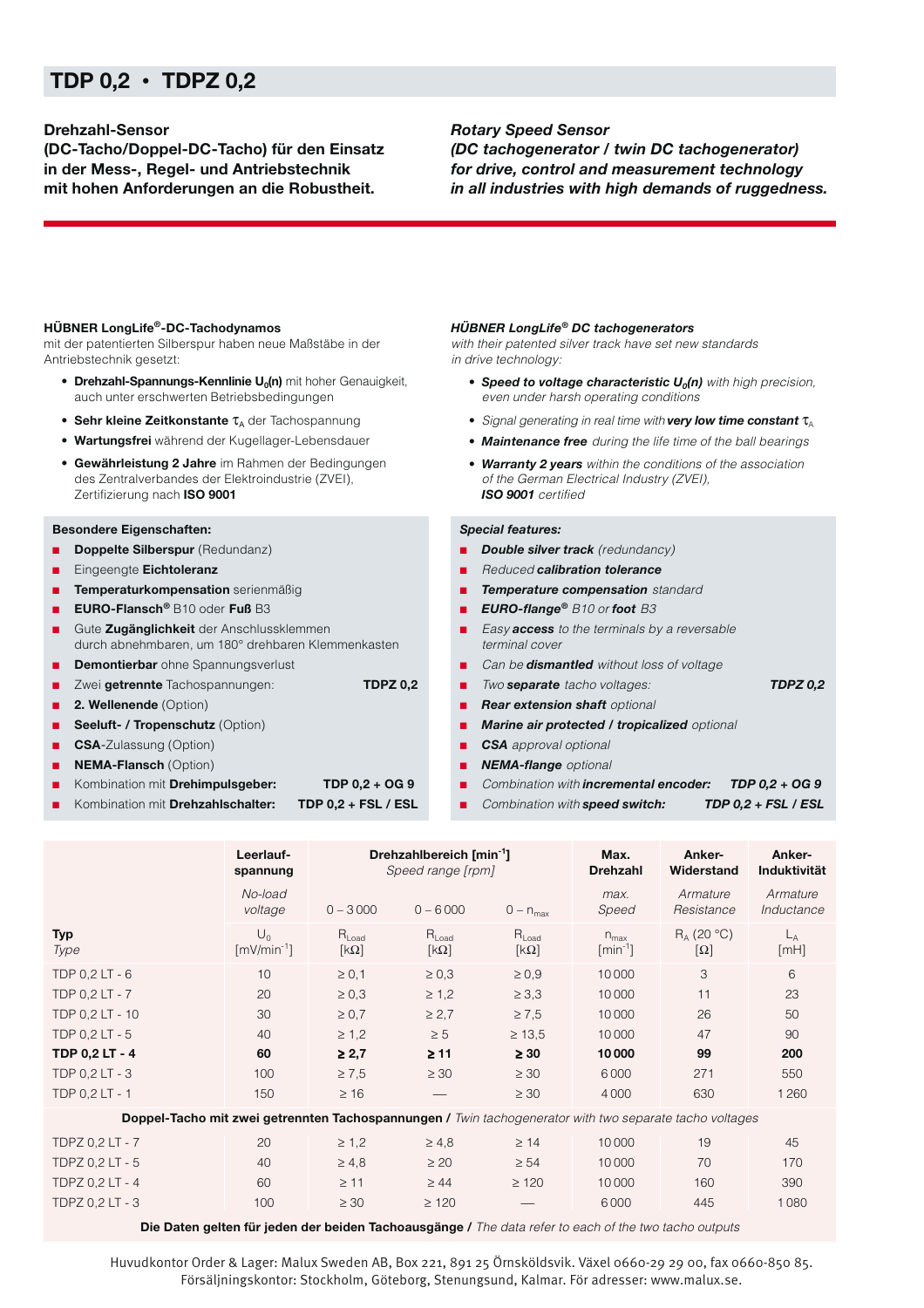# TDP 0,2 • TDPZ 0,2

**Drehzahl-Sensor (DC-Tacho/Doppel-DC-Tacho) für den Einsatz in der Mess-, Regel- und Antriebstechnik mit hohen Anforderungen an die Robustheit.**

***Rotary Speed Sensor (DC tachogenerator / twin DC tachogenerator) for drive, control and measurement technology in all industries with high demands of ruggedness.***

### HÜBNER LongLife®-DC-Tachodynamos

mit der patentierten Silberspur haben neue Maßstäbe in der Antriebstechnik gesetzt:

- **Drehzahl-Spannungs-Kennlinie $U_0(n)$** mit hoher Genauigkeit, auch unter erschwerten Betriebsbedingungen
- **Sehr kleine Zeitkonstante** $\tau_A$ der Tachospannung
- **Wartungsfrei** während der Kugellager-Lebensdauer
- **Gewährleistung 2 Jahre** im Rahmen der Bedingungen des Zentralverbandes der Elektroindustrie (ZVEI), Zertifizierung nach **ISO 9001**

**Besondere Eigenschaften:**

- **Doppelte Silberspur** (Redundanz)
- Eingeengte **Eichtoleranz**
- **Temperaturkompensation** serienmäßig
- **EURO-Flansch®** B10 oder **Fuß** B3
- Gute **Zugänglichkeit** der Anschlussklemmen durch abnehmbaren, um 180° drehbaren Klemmenkasten
- **Demontierbar** ohne Spannungsverlust
- Zwei **getrennte** Tachospannungen: **TDPZ 0,2**
- **2. Wellenende** (Option)
- **Seeluft- / Tropenschutz** (Option)
- **CSA**-Zulassung (Option)
- **NEMA-Flansch** (Option)
- Kombination mit **Drehimpulsgeber:** **TDP 0,2 + OG 9**
- Kombination mit **Drehzahlschalter:** **TDP 0,2 + FSL / ESL**

### *HÜBNER LongLife® DC tachogenerators*

*with their patented silver track have set new standards in drive technology:*

- ***Speed to voltage characteristic $U_0(n)$*** *with high precision, even under harsh operating conditions*
- *Signal generating in real time with **very low time constant** $\tau_A$*
- ***Maintenance free*** *during the life time of the ball bearings*
- ***Warranty 2 years*** *within the conditions of the association of the German Electrical Industry (ZVEI),* ***ISO 9001*** *certified*

***Special features:***

- ***Double silver track*** *(redundancy)*
- *Reduced **calibration tolerance***
- ***Temperature compensation*** *standard*
- ***EURO-flange®*** *B10 or **foot** B3*
- *Easy **access** to the terminals by a reversable terminal cover*
- *Can be **dismantled** without loss of voltage*
- *Two **separate** tacho voltages:* ***TDPZ 0,2***
- ***Rear extension shaft*** *optional*
- ***Marine air protected / tropicalized*** *optional*
- ***CSA*** *approval optional*
- ***NEMA-flange*** *optional*
- *Combination with **incremental encoder:*** ***TDP 0,2 + OG 9***
- *Combination with **speed switch:*** ***TDP 0,2 + FSL / ESL***

| **Typ** *Type* | **Leerlauf-spannung** *No-load voltage* $U_0$ [mV/min$^{-1}$] | **Drehzahlbereich [min$^{-1}$]** *Speed range [rpm]* 0 – 3 000 $R_{Load}$ [kΩ] | 0 – 6 000 $R_{Load}$ [kΩ] | 0 – $n_{max}$ $R_{Load}$ [kΩ] | **Max. Drehzahl** *max. Speed* $n_{max}$ [min$^{-1}$] | **Anker-Widerstand** *Armature Resistance* $R_A$ (20 °C) [Ω] | **Anker-Induktivität** *Armature Inductance* $L_A$ [mH] |
|---|---|---|---|---|---|---|---|
| TDP 0,2 LT - 6 | 10 | ≥ 0,1 | ≥ 0,3 | ≥ 0,9 | 10 000 | 3 | 6 |
| TDP 0,2 LT - 7 | 20 | ≥ 0,3 | ≥ 1,2 | ≥ 3,3 | 10 000 | 11 | 23 |
| TDP 0,2 LT - 10 | 30 | ≥ 0,7 | ≥ 2,7 | ≥ 7,5 | 10 000 | 26 | 50 |
| TDP 0,2 LT - 5 | 40 | ≥ 1,2 | ≥ 5 | ≥ 13,5 | 10 000 | 47 | 90 |
| **TDP 0,2 LT - 4** | **60** | **≥ 2,7** | **≥ 11** | **≥ 30** | **10 000** | **99** | **200** |
| TDP 0,2 LT - 3 | 100 | ≥ 7,5 | ≥ 30 | ≥ 30 | 6 000 | 271 | 550 |
| TDP 0,2 LT - 1 | 150 | ≥ 16 | — | ≥ 30 | 4 000 | 630 | 1 260 |
| **Doppel-Tacho mit zwei getrennten Tachospannungen** / *Twin tachogenerator with two separate tacho voltages* | | | | | | | |
| TDPZ 0,2 LT - 7 | 20 | ≥ 1,2 | ≥ 4,8 | ≥ 14 | 10 000 | 19 | 45 |
| TDPZ 0,2 LT - 5 | 40 | ≥ 4,8 | ≥ 20 | ≥ 54 | 10 000 | 70 | 170 |
| TDPZ 0,2 LT - 4 | 60 | ≥ 11 | ≥ 44 | ≥ 120 | 10 000 | 160 | 390 |
| TDPZ 0,2 LT - 3 | 100 | ≥ 30 | ≥ 120 | — | 6 000 | 445 | 1 080 |

**Die Daten gelten für jeden der beiden Tachoausgänge** / *The data refer to each of the two tacho outputs*

Huvudkontor Order & Lager: Malux Sweden AB, Box 221, 891 25 Örnsköldsvik. Växel 0660-29 29 00, fax 0660-850 85. Försäljningskontor: Stockholm, Göteborg, Stenungsund, Kalmar. För adresser: www.malux.se.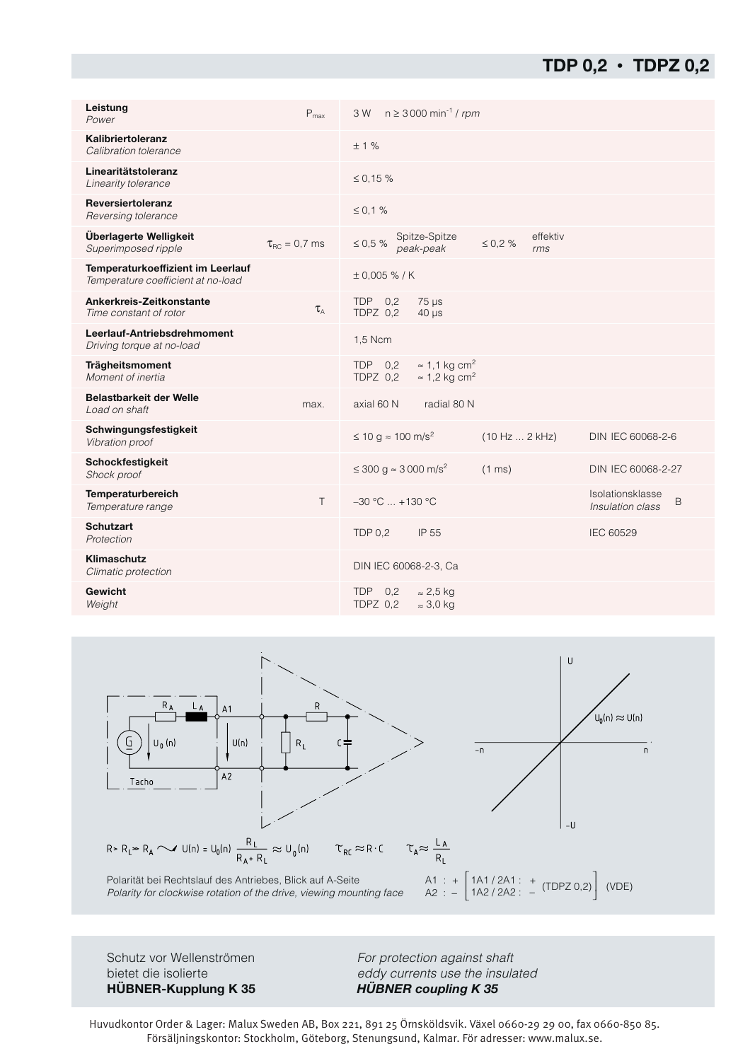# TDP 0,2 • TDPZ 0,2

| | | | | | |
|---|---|---|---|---|---|
| **Leistung** *Power* | $P_{max}$ | 3 W  n ≥ 3 000 $min^{-1}$ / *rpm* | | | |
| **Kalibriertoleranz** *Calibration tolerance* | | ± 1 % | | | |
| **Linearitätstoleranz** *Linearity tolerance* | | ≤ 0,15 % | | | |
| **Reversiertoleranz** *Reversing tolerance* | | ≤ 0,1 % | | | |
| **Überlagerte Welligkeit** *Superimposed ripple* | $\tau_{RC}$ = 0,7 ms | ≤ 0,5 % Spitze-Spitze *peak-peak* | ≤ 0,2 % effektiv *rms* | | |
| **Temperaturkoeffizient im Leerlauf** *Temperature coefficient at no-load* | | ± 0,005 % / K | | | |
| **Ankerkreis-Zeitkonstante** *Time constant of rotor* | $\tau_A$ | TDP 0,2  75 µs<br>TDPZ 0,2  40 µs | | | |
| **Leerlauf-Antriebsdrehmoment** *Driving torque at no-load* | | 1,5 Ncm | | | |
| **Trägheitsmoment** *Moment of inertia* | | TDP 0,2  ≈ 1,1 kg $cm^2$<br>TDPZ 0,2  ≈ 1,2 kg $cm^2$ | | | |
| **Belastbarkeit der Welle** *Load on shaft* | max. | axial 60 N  radial 80 N | | | |
| **Schwingungsfestigkeit** *Vibration proof* | | ≤ 10 g ≈ 100 $m/s^2$ | (10 Hz ... 2 kHz) | DIN IEC 60068-2-6 | |
| **Schockfestigkeit** *Shock proof* | | ≤ 300 g ≈ 3 000 $m/s^2$ | (1 ms) | DIN IEC 60068-2-27 | |
| **Temperaturbereich** *Temperature range* | T | –30 °C ... +130 °C | | Isolationsklasse *Insulation class* | B |
| **Schutzart** *Protection* | | TDP 0,2  IP 55 | | IEC 60529 | |
| **Klimaschutz** *Climatic protection* | | DIN IEC 60068-2-3, Ca | | | |
| **Gewicht** *Weight* | | TDP 0,2  ≈ 2,5 kg<br>TDPZ 0,2  ≈ 3,0 kg | | | |

$$R > R_L \gg R_A \sim U(n) = U_0(n)\,\frac{R_L}{R_A + R_L} \approx U_0(n) \qquad \tau_{RC} \approx R \cdot C \qquad \tau_A \approx \frac{L_A}{R_L}$$

Polarität bei Rechtslauf des Antriebes, Blick auf A-Seite
*Polarity for clockwise rotation of the drive, viewing mounting face*

A1 : + [ 1A1 / 2A1 : + (TDPZ 0,2) ] (VDE)
A2 : – [ 1A2 / 2A2 : – ]

Schutz vor Wellenströmen bietet die isolierte **HÜBNER-Kupplung K 35**

*For protection against shaft eddy currents use the insulated **HÜBNER coupling K 35***

Huvudkontor Order & Lager: Malux Sweden AB, Box 221, 891 25 Örnsköldsvik. Växel 0660-29 29 00, fax 0660-850 85.
Försäljningskontor: Stockholm, Göteborg, Stenungsund, Kalmar. För adresser: www.malux.se.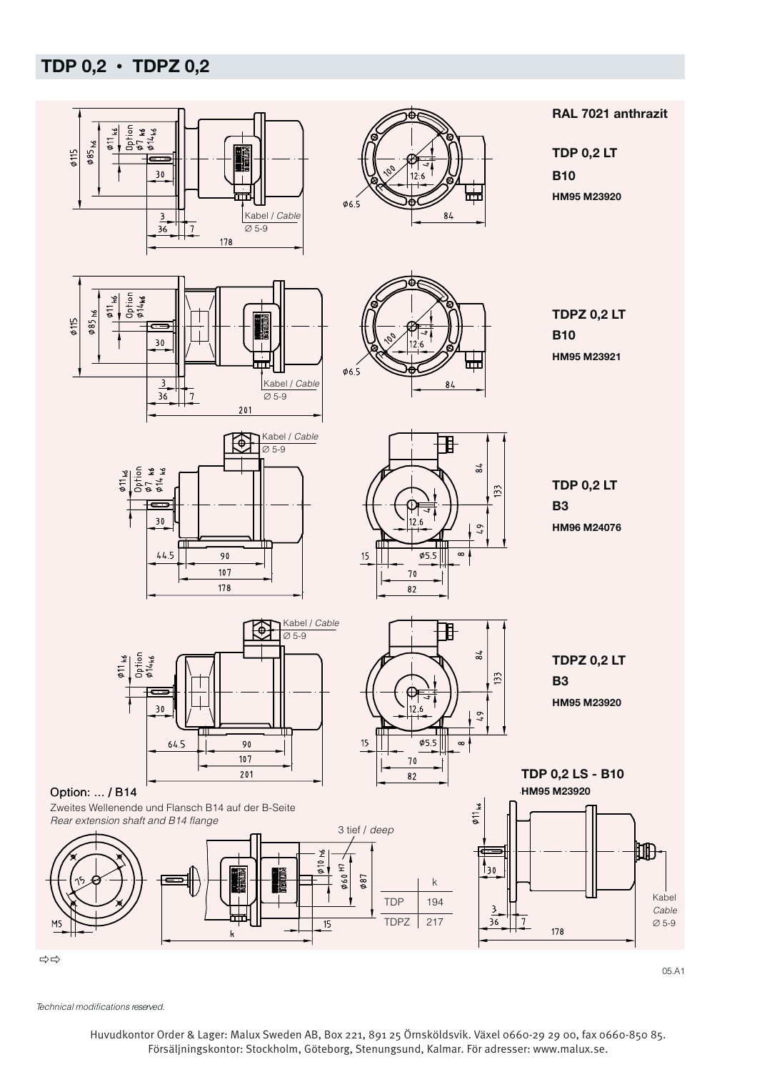## TDP 0,2 • TDPZ 0,2

**RAL 7021 anthrazit**

**TDP 0,2 LT**

**B10**

**HM95 M23920**

ø115
ø85 h6
ø11 k6
Option ø7 k6 ø14 k6
30
3
36
7
178
Kabel / *Cable*
Ø 5-9
100
12.6
4
ø6.5
84

**TDPZ 0,2 LT**

**B10**

**HM95 M23921**

ø115
ø85 h6
ø11 k6
Option ø14 k6
30
3
36
7
201
Kabel / *Cable*
Ø 5-9
100
12.6
4
ø6.5
84

**TDP 0,2 LT**

**B3**

**HM96 M24076**

Kabel / *Cable*
Ø 5-9
ø11 k6
Option ø7 k6 ø14 k6
30
44.5
90
107
178
84
133
49
12.6
4
15
ø5.5
8
70
82

**TDPZ 0,2 LT**

**B3**

**HM95 M23920**

Kabel / *Cable*
Ø 5-9
ø11 k6
Option ø14 k6
30
64.5
90
107
201
84
133
49
12.6
4
15
ø5.5
8
70
82

**Option: ... / B14**

Zweites Wellenende und Flansch B14 auf der B-Seite
*Rear extension shaft and B14 flange*

3 tief / *deep*
75
M5
ø10 h6
ø60 H7
ø87
15
k

| | k |
|---|---|
| TDP | 194 |
| TDPZ | 217 |

**TDP 0,2 LS - B10**

**HM95 M23920**

ø11 k6
30
3
36
7
178
Kabel
*Cable*
Ø 5-9

05.A1

*Technical modifications reserved.*

Huvudkontor Order & Lager: Malux Sweden AB, Box 221, 891 25 Örnsköldsvik. Växel 0660-29 29 00, fax 0660-850 85.
Försäljningskontor: Stockholm, Göteborg, Stenungsund, Kalmar. För adresser: www.malux.se.